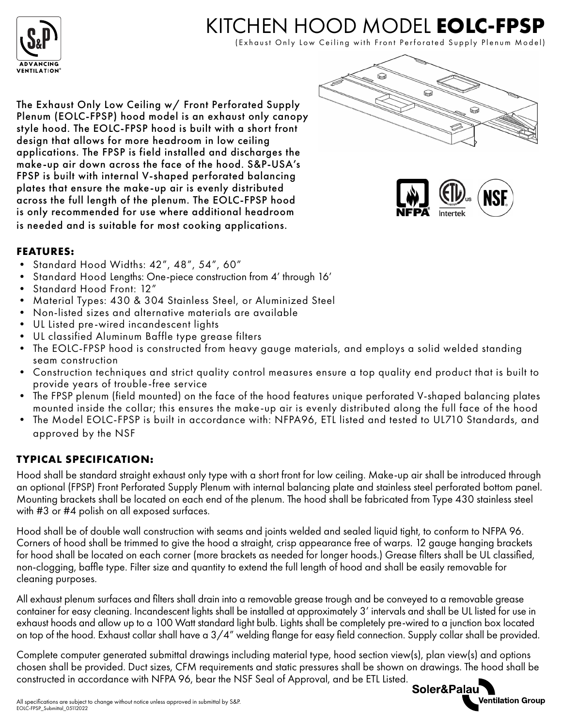# KITCHEN HOOD MODEL **EOLC-FPSP**

(Exhaust Only Low Ceiling with Front Perforated Supply Plenum Model)

The Exhaust Only Low Ceiling w/ Front Perforated Supply Plenum (EOLC-FPSP) hood model is an exhaust only canopy style hood. The EOLC-FPSP hood is built with a short front design that allows for more headroom in low ceiling applications. The FPSP is field installed and discharges the make-up air down across the face of the hood. S&P-USA's FPSP is built with internal V-shaped perforated balancing plates that ensure the make-up air is evenly distributed across the full length of the plenum. The EOLC-FPSP hood is only recommended for use where additional headroom is needed and is suitable for most cooking applications.

## FEATURES:

- Standard Hood Widths: 42", 48", 54", 60"
- Standard Hood Lengths: One-piece construction from 4' through 16'
- Standard Hood Front: 12"
- Material Types: 430 & 304 Stainless Steel, or Aluminized Steel
- Non-listed sizes and alternative materials are available
- UL Listed pre-wired incandescent lights
- UL classified Aluminum Baffle type grease filters
- The EOLC-FPSP hood is constructed from heavy gauge materials, and employs a solid welded standing seam construction
- Construction techniques and strict quality control measures ensure a top quality end product that is built to provide years of trouble-free service
- The FPSP plenum (field mounted) on the face of the hood features unique perforated V-shaped balancing plates mounted inside the collar; this ensures the make-up air is evenly distributed along the full face of the hood
- The Model EOLC-FPSP is built in accordance with: NFPA96, ETL listed and tested to UL710 Standards, and approved by the NSF

## TYPICAL SPECIFICATION:

Hood shall be standard straight exhaust only type with a short front for low ceiling. Make-up air shall be introduced through an optional (FPSP) Front Perforated Supply Plenum with internal balancing plate and stainless steel perforated bottom panel. Mounting brackets shall be located on each end of the plenum. The hood shall be fabricated from Type 430 stainless steel with #3 or #4 polish on all exposed surfaces.

Hood shall be of double wall construction with seams and joints welded and sealed liquid tight, to conform to NFPA 96. Corners of hood shall be trimmed to give the hood a straight, crisp appearance free of warps. 12 gauge hanging brackets for hood shall be located on each corner (more brackets as needed for longer hoods.) Grease filters shall be UL classified, non-clogging, baffle type. Filter size and quantity to extend the full length of hood and shall be easily removable for cleaning purposes.

All exhaust plenum surfaces and filters shall drain into a removable grease trough and be conveyed to a removable grease container for easy cleaning. Incandescent lights shall be installed at approximately 3' intervals and shall be UL listed for use in exhaust hoods and allow up to a 100 Watt standard light bulb. Lights shall be completely pre-wired to a junction box located on top of the hood. Exhaust collar shall have a 3/4" welding flange for easy field connection. Supply collar shall be provided.

Complete computer generated submittal drawings including material type, hood section view(s), plan view(s) and options chosen shall be provided. Duct sizes, CFM requirements and static pressures shall be shown on drawings. The hood shall be constructed in accordance with NFPA 96, bear the NSF Seal of Approval, and be ETL Listed.

All specifications are subject to change without notice unless approved in submittal by S&P.
EOLC-FPSP_Submittal_05112022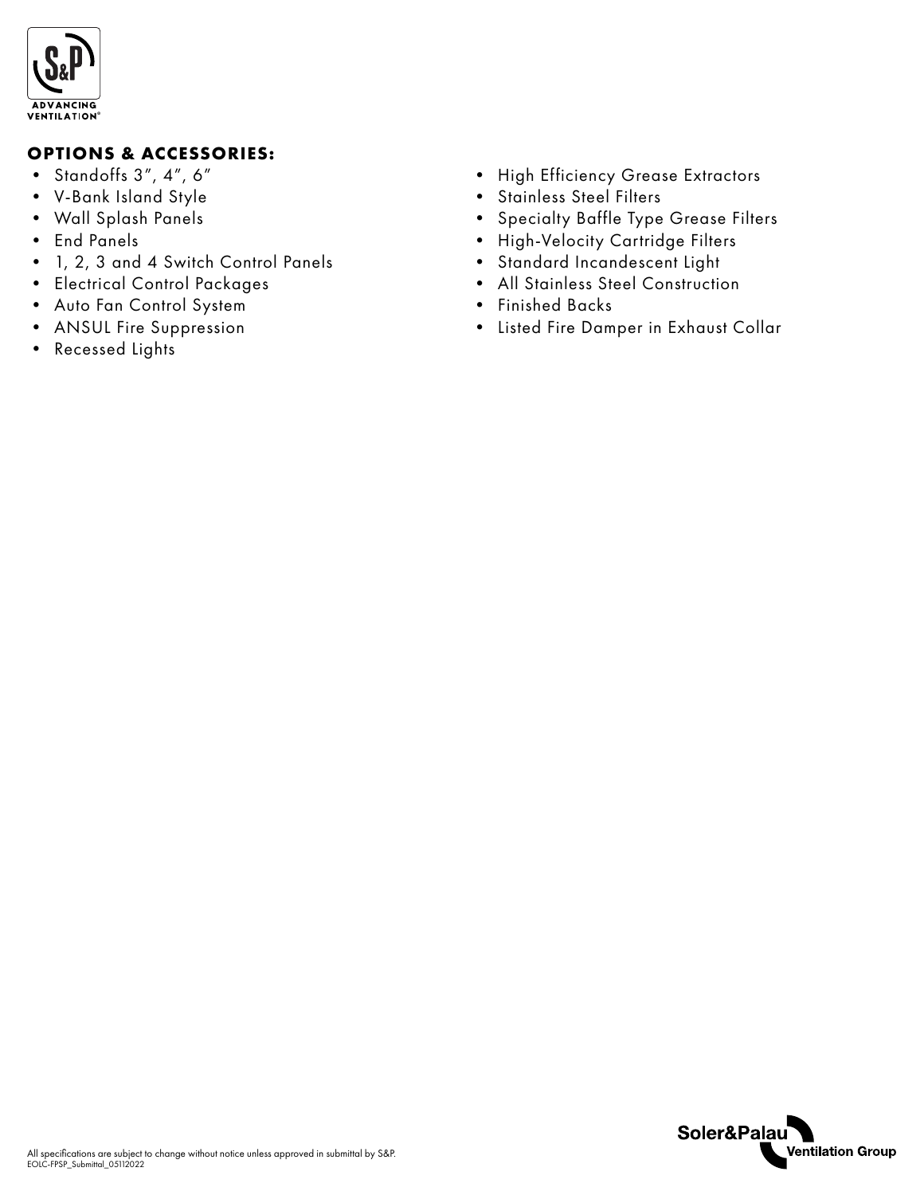## OPTIONS & ACCESSORIES:

- Standoffs 3", 4", 6"
- V-Bank Island Style
- Wall Splash Panels
- End Panels
- 1, 2, 3 and 4 Switch Control Panels
- Electrical Control Packages
- Auto Fan Control System
- ANSUL Fire Suppression
- Recessed Lights
- High Efficiency Grease Extractors
- Stainless Steel Filters
- Specialty Baffle Type Grease Filters
- High-Velocity Cartridge Filters
- Standard Incandescent Light
- All Stainless Steel Construction
- Finished Backs
- Listed Fire Damper in Exhaust Collar

All specifications are subject to change without notice unless approved in submittal by S&P.
EOLC-FPSP_Submittal_05112022